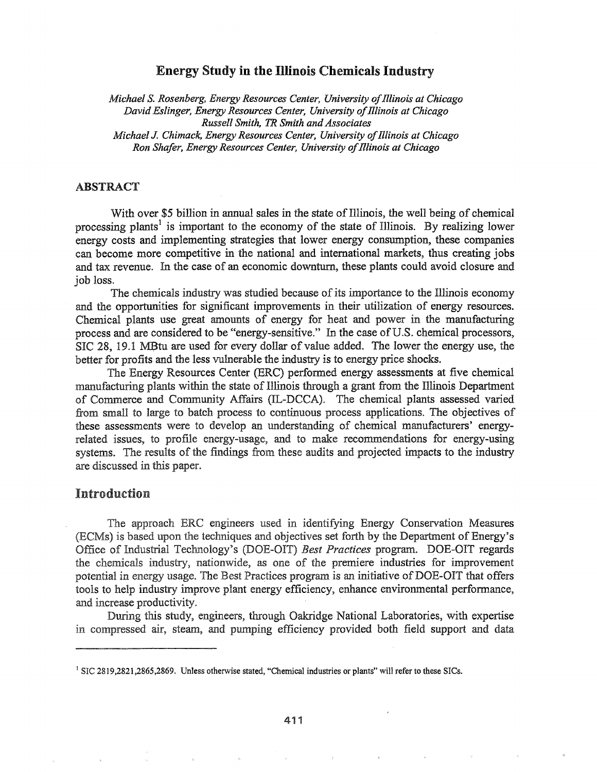# Energy Study in the Illinois Chemicals Industry

*Michael S. Rosenberg, Energy Resources Center, University of Illinois at Chicago*
*David Eslinger, Energy Resources Center, University of Illinois at Chicago*
*Russell Smith, TR Smith and Associates*
*Michael J. Chimack, Energy Resources Center, University of Illinois at Chicago*
*Ron Shafer, Energy Resources Center, University of Illinois at Chicago*

## ABSTRACT

With over $5 billion in annual sales in the state of Illinois, the well being of chemical processing plants[1] is important to the economy of the state of Illinois. By realizing lower energy costs and implementing strategies that lower energy consumption, these companies can become more competitive in the national and international markets, thus creating jobs and tax revenue. In the case of an economic downturn, these plants could avoid closure and job loss.

The chemicals industry was studied because of its importance to the Illinois economy and the opportunities for significant improvements in their utilization of energy resources. Chemical plants use great amounts of energy for heat and power in the manufacturing process and are considered to be "energy-sensitive." In the case of U.S. chemical processors, SIC 28, 19.1 MBtu are used for every dollar of value added. The lower the energy use, the better for profits and the less vulnerable the industry is to energy price shocks.

The Energy Resources Center (ERC) performed energy assessments at five chemical manufacturing plants within the state of Illinois through a grant from the Illinois Department of Commerce and Community Affairs (IL-DCCA). The chemical plants assessed varied from small to large to batch process to continuous process applications. The objectives of these assessments were to develop an understanding of chemical manufacturers' energy-related issues, to profile energy-usage, and to make recommendations for energy-using systems. The results of the findings from these audits and projected impacts to the industry are discussed in this paper.

## Introduction

The approach ERC engineers used in identifying Energy Conservation Measures (ECMs) is based upon the techniques and objectives set forth by the Department of Energy's Office of Industrial Technology's (DOE-OIT) *Best Practices* program. DOE-OIT regards the chemicals industry, nationwide, as one of the premiere industries for improvement potential in energy usage. The Best Practices program is an initiative of DOE-OIT that offers tools to help industry improve plant energy efficiency, enhance environmental performance, and increase productivity.

During this study, engineers, through Oakridge National Laboratories, with expertise in compressed air, steam, and pumping efficiency provided both field support and data

---

[1] SIC 2819,2821,2865,2869. Unless otherwise stated, "Chemical industries or plants" will refer to these SICs.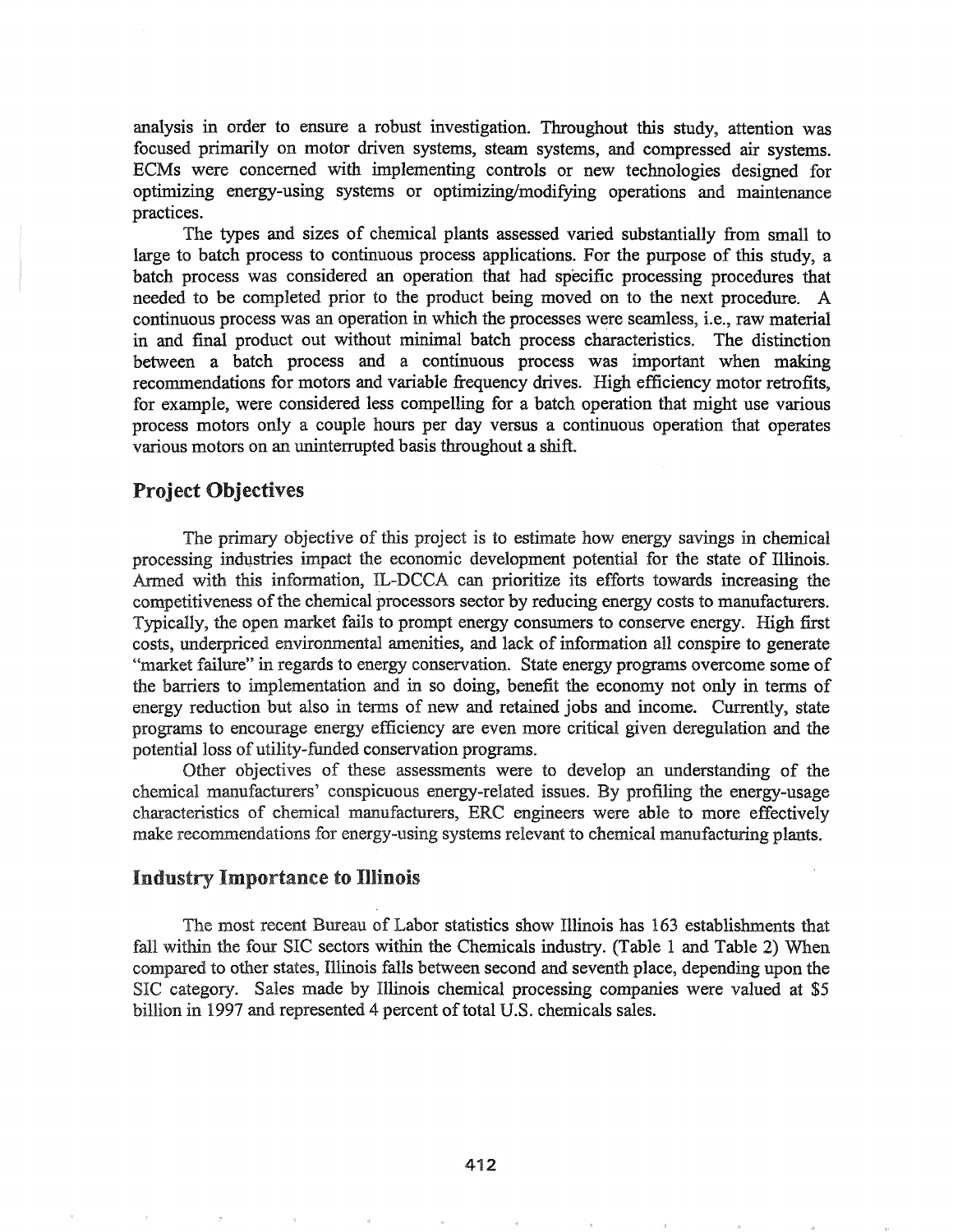analysis in order to ensure a robust investigation. Throughout this study, attention was focused primarily on motor driven systems, steam systems, and compressed air systems. ECMs were concerned with implementing controls or new technologies designed for optimizing energy-using systems or optimizing/modifying operations and maintenance practices.

The types and sizes of chemical plants assessed varied substantially from small to large to batch process to continuous process applications. For the purpose of this study, a batch process was considered an operation that had specific processing procedures that needed to be completed prior to the product being moved on to the next procedure. A continuous process was an operation in which the processes were seamless, i.e., raw material in and final product out without minimal batch process characteristics. The distinction between a batch process and a continuous process was important when making recommendations for motors and variable frequency drives. High efficiency motor retrofits, for example, were considered less compelling for a batch operation that might use various process motors only a couple hours per day versus a continuous operation that operates various motors on an uninterrupted basis throughout a shift.

## Project Objectives

The primary objective of this project is to estimate how energy savings in chemical processing industries impact the economic development potential for the state of Illinois. Armed with this information, IL-DCCA can prioritize its efforts towards increasing the competitiveness of the chemical processors sector by reducing energy costs to manufacturers. Typically, the open market fails to prompt energy consumers to conserve energy. High first costs, underpriced environmental amenities, and lack of information all conspire to generate "market failure" in regards to energy conservation. State energy programs overcome some of the barriers to implementation and in so doing, benefit the economy not only in terms of energy reduction but also in terms of new and retained jobs and income. Currently, state programs to encourage energy efficiency are even more critical given deregulation and the potential loss of utility-funded conservation programs.

Other objectives of these assessments were to develop an understanding of the chemical manufacturers' conspicuous energy-related issues. By profiling the energy-usage characteristics of chemical manufacturers, ERC engineers were able to more effectively make recommendations for energy-using systems relevant to chemical manufacturing plants.

## Industry Importance to Illinois

The most recent Bureau of Labor statistics show Illinois has 163 establishments that fall within the four SIC sectors within the Chemicals industry. (Table 1 and Table 2) When compared to other states, Illinois falls between second and seventh place, depending upon the SIC category. Sales made by Illinois chemical processing companies were valued at $5 billion in 1997 and represented 4 percent of total U.S. chemicals sales.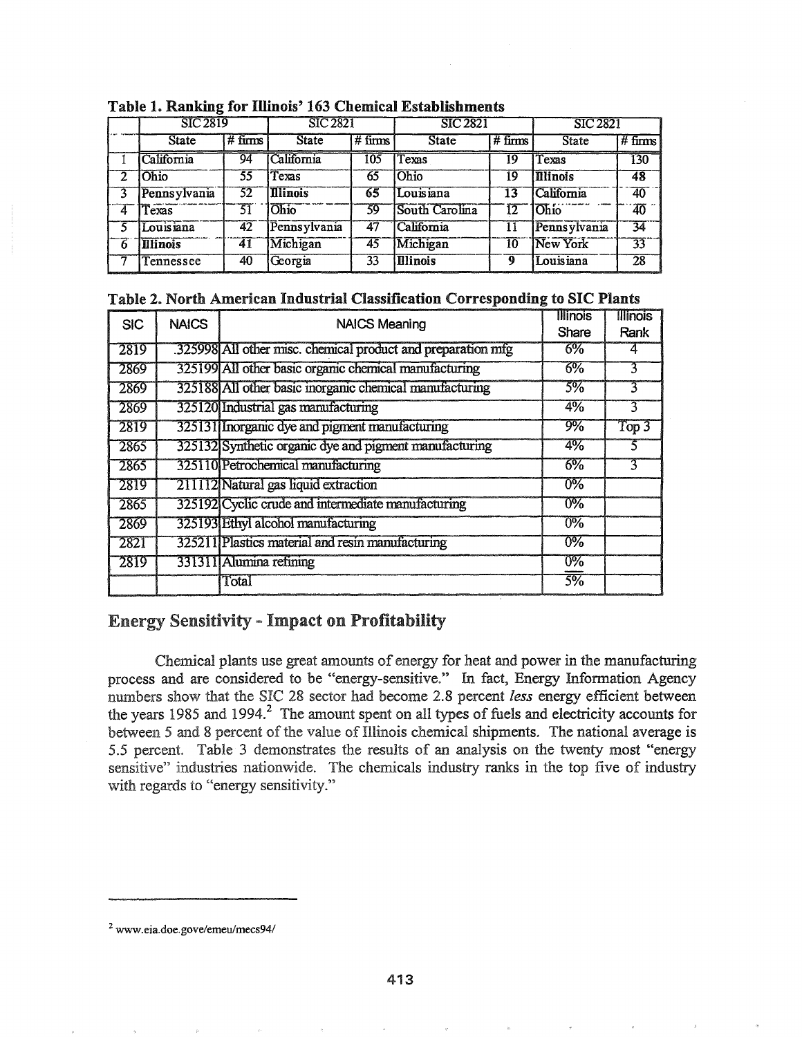**Table 1. Ranking for Illinois' 163 Chemical Establishments**

| | SIC 2819 | | SIC 2821 | | SIC 2821 | | SIC 2821 | |
|---|---|---|---|---|---|---|---|---|
| | State | # firms | State | # firms | State | # firms | State | # firms |
| 1 | California | 94 | California | 105 | Texas | 19 | Texas | 130 |
| 2 | Ohio | 55 | Texas | 65 | Ohio | 19 | **Illinois** | **48** |
| 3 | Pennsylvania | 52 | **Illinois** | **65** | Louisiana | 13 | California | 40 |
| 4 | Texas | 51 | Ohio | 59 | South Carolina | 12 | Ohio | 40 |
| 5 | Louisiana | 42 | Pennsylvania | 47 | California | 11 | Pennsylvania | 34 |
| 6 | **Illinois** | **41** | Michigan | 45 | Michigan | 10 | New York | 33 |
| 7 | Tennessee | 40 | Georgia | 33 | **Illinois** | **9** | Louisiana | 28 |

**Table 2. North American Industrial Classification Corresponding to SIC Plants**

| SIC | NAICS | NAICS Meaning | Illinois Share | Illinois Rank |
|---|---|---|---|---|
| 2819 | 325998 | All other misc. chemical product and preparation mfg | 6% | 4 |
| 2869 | 325199 | All other basic organic chemical manufacturing | 6% | 3 |
| 2869 | 325188 | All other basic inorganic chemical manufacturing | 5% | 3 |
| 2869 | 325120 | Industrial gas manufacturing | 4% | 3 |
| 2819 | 325131 | Inorganic dye and pigment manufacturing | 9% | Top 3 |
| 2865 | 325132 | Synthetic organic dye and pigment manufacturing | 4% | 5 |
| 2865 | 325110 | Petrochemical manufacturing | 6% | 3 |
| 2819 | 211112 | Natural gas liquid extraction | 0% | |
| 2865 | 325192 | Cyclic crude and intermediate manufacturing | 0% | |
| 2869 | 325193 | Ethyl alcohol manufacturing | 0% | |
| 2821 | 325211 | Plastics material and resin manufacturing | 0% | |
| 2819 | 331311 | Alumina refining | 0% | |
| | | Total | 5% | |

## Energy Sensitivity - Impact on Profitability

Chemical plants use great amounts of energy for heat and power in the manufacturing process and are considered to be "energy-sensitive." In fact, Energy Information Agency numbers show that the SIC 28 sector had become 2.8 percent *less* energy efficient between the years 1985 and 1994.[2] The amount spent on all types of fuels and electricity accounts for between 5 and 8 percent of the value of Illinois chemical shipments. The national average is 5.5 percent. Table 3 demonstrates the results of an analysis on the twenty most "energy sensitive" industries nationwide. The chemicals industry ranks in the top five of industry with regards to "energy sensitivity."

---

[2] www.eia.doe.gove/emeu/mecs94/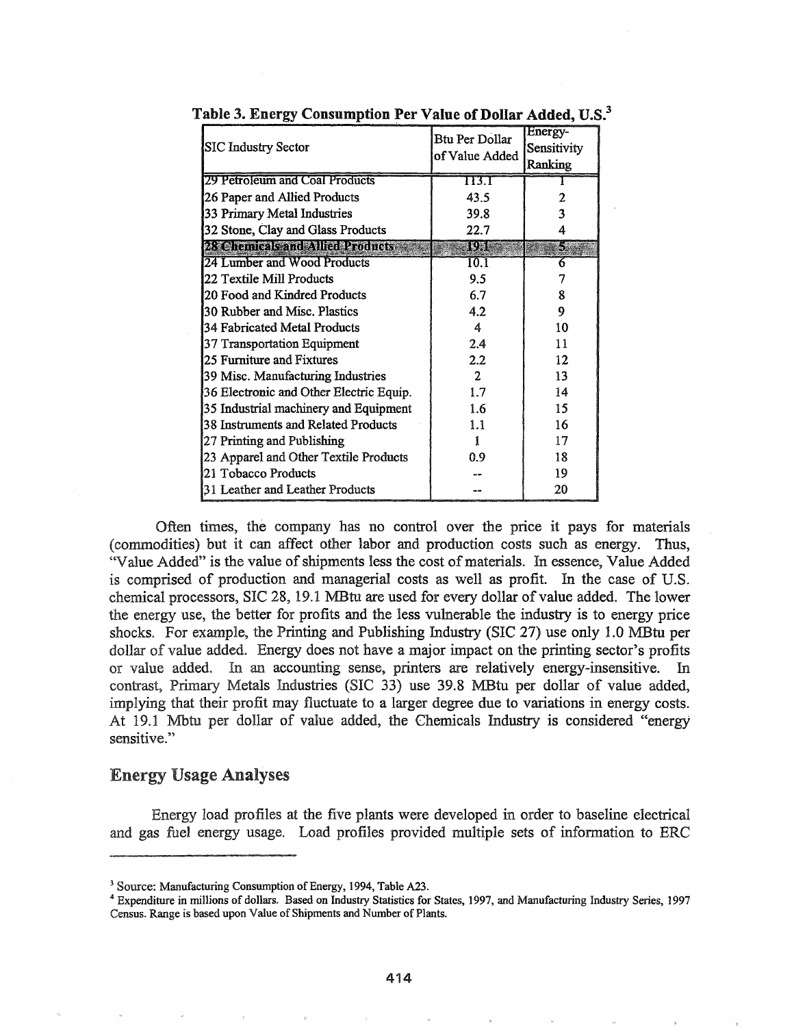**Table 3. Energy Consumption Per Value of Dollar Added, U.S.**[3]

| SIC Industry Sector | Btu Per Dollar of Value Added | Energy-Sensitivity Ranking |
|---|---|---|
| 29 Petroleum and Coal Products | 113.1 | 1 |
| 26 Paper and Allied Products | 43.5 | 2 |
| 33 Primary Metal Industries | 39.8 | 3 |
| 32 Stone, Clay and Glass Products | 22.7 | 4 |
| 28 Chemicals and Allied Products | 19.1 | 5 |
| 24 Lumber and Wood Products | 10.1 | 6 |
| 22 Textile Mill Products | 9.5 | 7 |
| 20 Food and Kindred Products | 6.7 | 8 |
| 30 Rubber and Misc. Plastics | 4.2 | 9 |
| 34 Fabricated Metal Products | 4 | 10 |
| 37 Transportation Equipment | 2.4 | 11 |
| 25 Furniture and Fixtures | 2.2 | 12 |
| 39 Misc. Manufacturing Industries | 2 | 13 |
| 36 Electronic and Other Electric Equip. | 1.7 | 14 |
| 35 Industrial machinery and Equipment | 1.6 | 15 |
| 38 Instruments and Related Products | 1.1 | 16 |
| 27 Printing and Publishing | 1 | 17 |
| 23 Apparel and Other Textile Products | 0.9 | 18 |
| 21 Tobacco Products | -- | 19 |
| 31 Leather and Leather Products | -- | 20 |

Often times, the company has no control over the price it pays for materials (commodities) but it can affect other labor and production costs such as energy. Thus, "Value Added" is the value of shipments less the cost of materials. In essence, Value Added is comprised of production and managerial costs as well as profit. In the case of U.S. chemical processors, SIC 28, 19.1 MBtu are used for every dollar of value added. The lower the energy use, the better for profits and the less vulnerable the industry is to energy price shocks. For example, the Printing and Publishing Industry (SIC 27) use only 1.0 MBtu per dollar of value added. Energy does not have a major impact on the printing sector's profits or value added. In an accounting sense, printers are relatively energy-insensitive. In contrast, Primary Metals Industries (SIC 33) use 39.8 MBtu per dollar of value added, implying that their profit may fluctuate to a larger degree due to variations in energy costs. At 19.1 Mbtu per dollar of value added, the Chemicals Industry is considered "energy sensitive."

## Energy Usage Analyses

Energy load profiles at the five plants were developed in order to baseline electrical and gas fuel energy usage. Load profiles provided multiple sets of information to ERC

---

[3] Source: Manufacturing Consumption of Energy, 1994, Table A23.

[4] Expenditure in millions of dollars. Based on Industry Statistics for States, 1997, and Manufacturing Industry Series, 1997 Census. Range is based upon Value of Shipments and Number of Plants.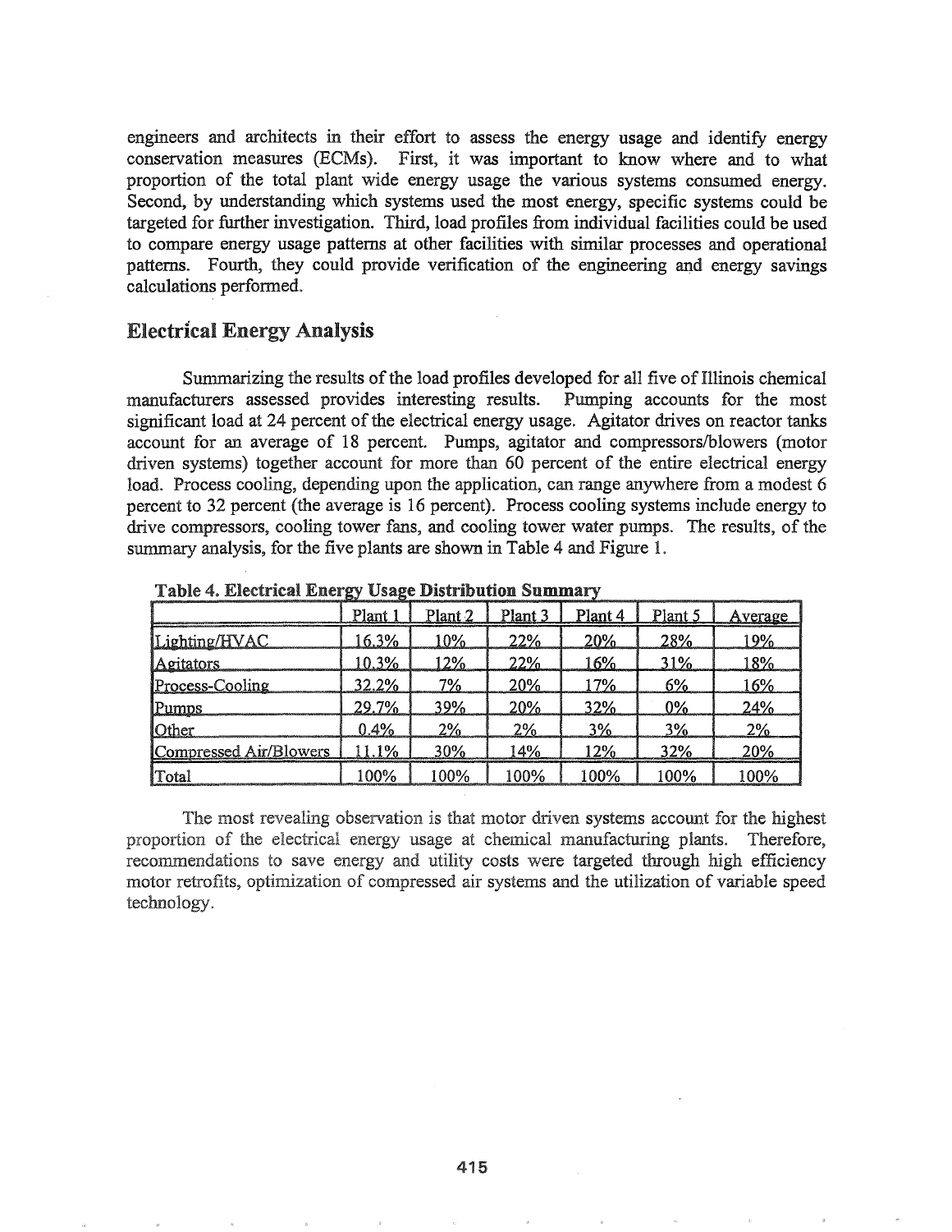engineers and architects in their effort to assess the energy usage and identify energy conservation measures (ECMs). First, it was important to know where and to what proportion of the total plant wide energy usage the various systems consumed energy. Second, by understanding which systems used the most energy, specific systems could be targeted for further investigation. Third, load profiles from individual facilities could be used to compare energy usage patterns at other facilities with similar processes and operational patterns. Fourth, they could provide verification of the engineering and energy savings calculations performed.

## Electrical Energy Analysis

Summarizing the results of the load profiles developed for all five of Illinois chemical manufacturers assessed provides interesting results. Pumping accounts for the most significant load at 24 percent of the electrical energy usage. Agitator drives on reactor tanks account for an average of 18 percent. Pumps, agitator and compressors/blowers (motor driven systems) together account for more than 60 percent of the entire electrical energy load. Process cooling, depending upon the application, can range anywhere from a modest 6 percent to 32 percent (the average is 16 percent). Process cooling systems include energy to drive compressors, cooling tower fans, and cooling tower water pumps. The results, of the summary analysis, for the five plants are shown in Table 4 and Figure 1.

**Table 4. Electrical Energy Usage Distribution Summary**

| | Plant 1 | Plant 2 | Plant 3 | Plant 4 | Plant 5 | Average |
|---|---|---|---|---|---|---|
| Lighting/HVAC | 16.3% | 10% | 22% | 20% | 28% | 19% |
| Agitators | 10.3% | 12% | 22% | 16% | 31% | 18% |
| Process-Cooling | 32.2% | 7% | 20% | 17% | 6% | 16% |
| Pumps | 29.7% | 39% | 20% | 32% | 0% | 24% |
| Other | 0.4% | 2% | 2% | 3% | 3% | 2% |
| Compressed Air/Blowers | 11.1% | 30% | 14% | 12% | 32% | 20% |
| Total | 100% | 100% | 100% | 100% | 100% | 100% |

The most revealing observation is that motor driven systems account for the highest proportion of the electrical energy usage at chemical manufacturing plants. Therefore, recommendations to save energy and utility costs were targeted through high efficiency motor retrofits, optimization of compressed air systems and the utilization of variable speed technology.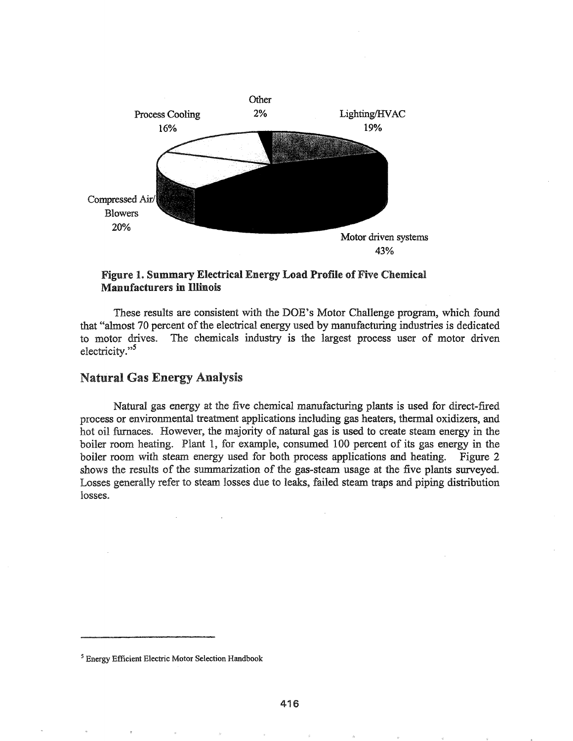Process Cooling 16%

Other 2%

Lighting/HVAC 19%

Compressed Air/ Blowers 20%

Motor driven systems 43%

**Figure 1. Summary Electrical Energy Load Profile of Five Chemical Manufacturers in Illinois**

These results are consistent with the DOE's Motor Challenge program, which found that "almost 70 percent of the electrical energy used by manufacturing industries is dedicated to motor drives. The chemicals industry is the largest process user of motor driven electricity."[5]

## Natural Gas Energy Analysis

Natural gas energy at the five chemical manufacturing plants is used for direct-fired process or environmental treatment applications including gas heaters, thermal oxidizers, and hot oil furnaces. However, the majority of natural gas is used to create steam energy in the boiler room heating. Plant 1, for example, consumed 100 percent of its gas energy in the boiler room with steam energy used for both process applications and heating. Figure 2 shows the results of the summarization of the gas-steam usage at the five plants surveyed. Losses generally refer to steam losses due to leaks, failed steam traps and piping distribution losses.

---

[5] Energy Efficient Electric Motor Selection Handbook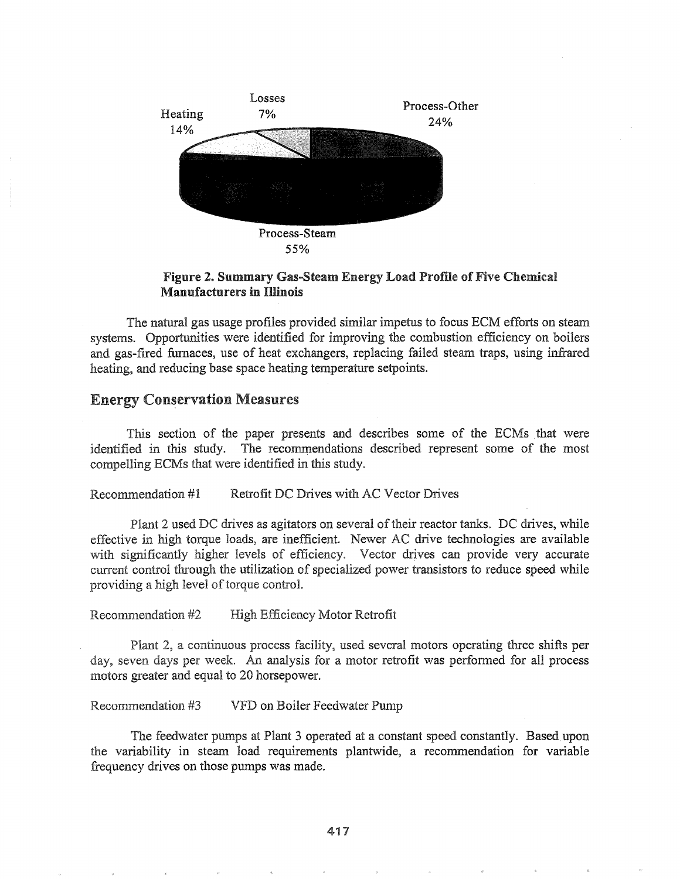Losses 7%

Heating 14%

Process-Other 24%

Process-Steam 55%

**Figure 2. Summary Gas-Steam Energy Load Profile of Five Chemical Manufacturers in Illinois**

The natural gas usage profiles provided similar impetus to focus ECM efforts on steam systems. Opportunities were identified for improving the combustion efficiency on boilers and gas-fired furnaces, use of heat exchangers, replacing failed steam traps, using infrared heating, and reducing base space heating temperature setpoints.

## Energy Conservation Measures

This section of the paper presents and describes some of the ECMs that were identified in this study. The recommendations described represent some of the most compelling ECMs that were identified in this study.

Recommendation #1 Retrofit DC Drives with AC Vector Drives

Plant 2 used DC drives as agitators on several of their reactor tanks. DC drives, while effective in high torque loads, are inefficient. Newer AC drive technologies are available with significantly higher levels of efficiency. Vector drives can provide very accurate current control through the utilization of specialized power transistors to reduce speed while providing a high level of torque control.

Recommendation #2 High Efficiency Motor Retrofit

Plant 2, a continuous process facility, used several motors operating three shifts per day, seven days per week. An analysis for a motor retrofit was performed for all process motors greater and equal to 20 horsepower.

Recommendation #3 VFD on Boiler Feedwater Pump

The feedwater pumps at Plant 3 operated at a constant speed constantly. Based upon the variability in steam load requirements plantwide, a recommendation for variable frequency drives on those pumps was made.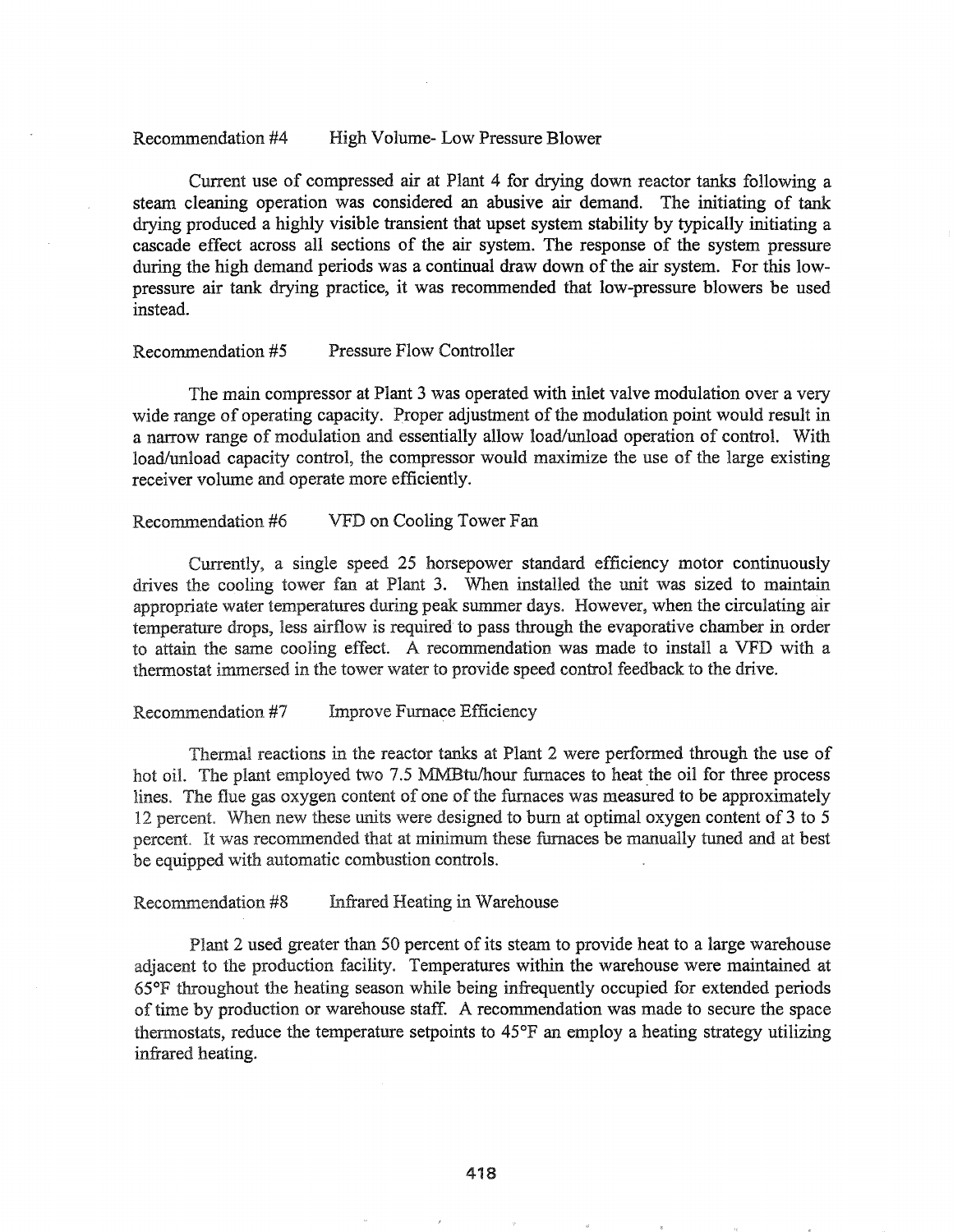### Recommendation #4 High Volume- Low Pressure Blower

Current use of compressed air at Plant 4 for drying down reactor tanks following a steam cleaning operation was considered an abusive air demand. The initiating of tank drying produced a highly visible transient that upset system stability by typically initiating a cascade effect across all sections of the air system. The response of the system pressure during the high demand periods was a continual draw down of the air system. For this low-pressure air tank drying practice, it was recommended that low-pressure blowers be used instead.

### Recommendation #5 Pressure Flow Controller

The main compressor at Plant 3 was operated with inlet valve modulation over a very wide range of operating capacity. Proper adjustment of the modulation point would result in a narrow range of modulation and essentially allow load/unload operation of control. With load/unload capacity control, the compressor would maximize the use of the large existing receiver volume and operate more efficiently.

### Recommendation #6 VFD on Cooling Tower Fan

Currently, a single speed 25 horsepower standard efficiency motor continuously drives the cooling tower fan at Plant 3. When installed the unit was sized to maintain appropriate water temperatures during peak summer days. However, when the circulating air temperature drops, less airflow is required to pass through the evaporative chamber in order to attain the same cooling effect. A recommendation was made to install a VFD with a thermostat immersed in the tower water to provide speed control feedback to the drive.

### Recommendation #7 Improve Furnace Efficiency

Thermal reactions in the reactor tanks at Plant 2 were performed through the use of hot oil. The plant employed two 7.5 MMBtu/hour furnaces to heat the oil for three process lines. The flue gas oxygen content of one of the furnaces was measured to be approximately 12 percent. When new these units were designed to burn at optimal oxygen content of 3 to 5 percent. It was recommended that at minimum these furnaces be manually tuned and at best be equipped with automatic combustion controls.

### Recommendation #8 Infrared Heating in Warehouse

Plant 2 used greater than 50 percent of its steam to provide heat to a large warehouse adjacent to the production facility. Temperatures within the warehouse were maintained at 65°F throughout the heating season while being infrequently occupied for extended periods of time by production or warehouse staff. A recommendation was made to secure the space thermostats, reduce the temperature setpoints to 45°F an employ a heating strategy utilizing infrared heating.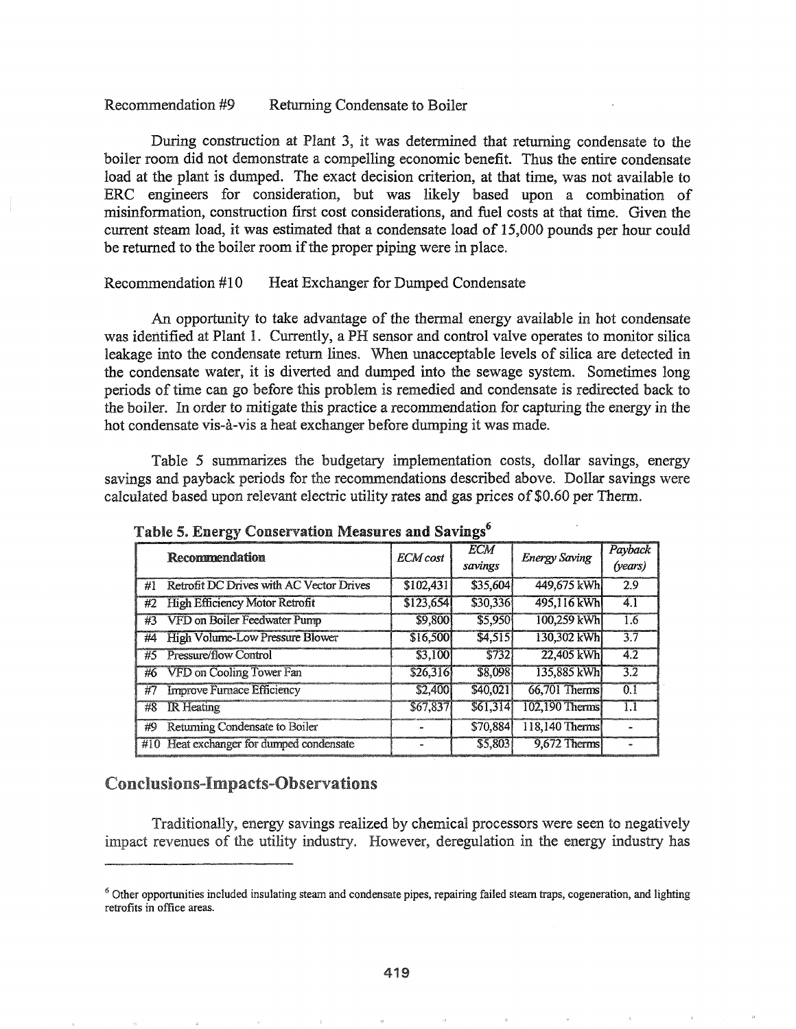Recommendation #9 Returning Condensate to Boiler

During construction at Plant 3, it was determined that returning condensate to the boiler room did not demonstrate a compelling economic benefit. Thus the entire condensate load at the plant is dumped. The exact decision criterion, at that time, was not available to ERC engineers for consideration, but was likely based upon a combination of misinformation, construction first cost considerations, and fuel costs at that time. Given the current steam load, it was estimated that a condensate load of 15,000 pounds per hour could be returned to the boiler room if the proper piping were in place.

Recommendation #10 Heat Exchanger for Dumped Condensate

An opportunity to take advantage of the thermal energy available in hot condensate was identified at Plant 1. Currently, a PH sensor and control valve operates to monitor silica leakage into the condensate return lines. When unacceptable levels of silica are detected in the condensate water, it is diverted and dumped into the sewage system. Sometimes long periods of time can go before this problem is remedied and condensate is redirected back to the boiler. In order to mitigate this practice a recommendation for capturing the energy in the hot condensate vis-à-vis a heat exchanger before dumping it was made.

Table 5 summarizes the budgetary implementation costs, dollar savings, energy savings and payback periods for the recommendations described above. Dollar savings were calculated based upon relevant electric utility rates and gas prices of $0.60 per Therm.

**Table 5. Energy Conservation Measures and Savings[6]**

| Recommendation | *ECM cost* | *ECM savings* | *Energy Saving* | *Payback (years)* |
|---|---|---|---|---|
| #1 Retrofit DC Drives with AC Vector Drives | $102,431 | $35,604 | 449,675 kWh | 2.9 |
| #2 High Efficiency Motor Retrofit | $123,654 | $30,336 | 495,116 kWh | 4.1 |
| #3 VFD on Boiler Feedwater Pump | $9,800 | $5,950 | 100,259 kWh | 1.6 |
| #4 High Volume-Low Pressure Blower | $16,500 | $4,515 | 130,302 kWh | 3.7 |
| #5 Pressure/flow Control | $3,100 | $732 | 22,405 kWh | 4.2 |
| #6 VFD on Cooling Tower Fan | $26,316 | $8,098 | 135,885 kWh | 3.2 |
| #7 Improve Furnace Efficiency | $2,400 | $40,021 | 66,701 Therms | 0.1 |
| #8 IR Heating | $67,837 | $61,314 | 102,190 Therms | 1.1 |
| #9 Returning Condensate to Boiler | - | $70,884 | 118,140 Therms | - |
| #10 Heat exchanger for dumped condensate | - | $5,803 | 9,672 Therms | - |

## Conclusions-Impacts-Observations

Traditionally, energy savings realized by chemical processors were seen to negatively impact revenues of the utility industry. However, deregulation in the energy industry has

[6] Other opportunities included insulating steam and condensate pipes, repairing failed steam traps, cogeneration, and lighting retrofits in office areas.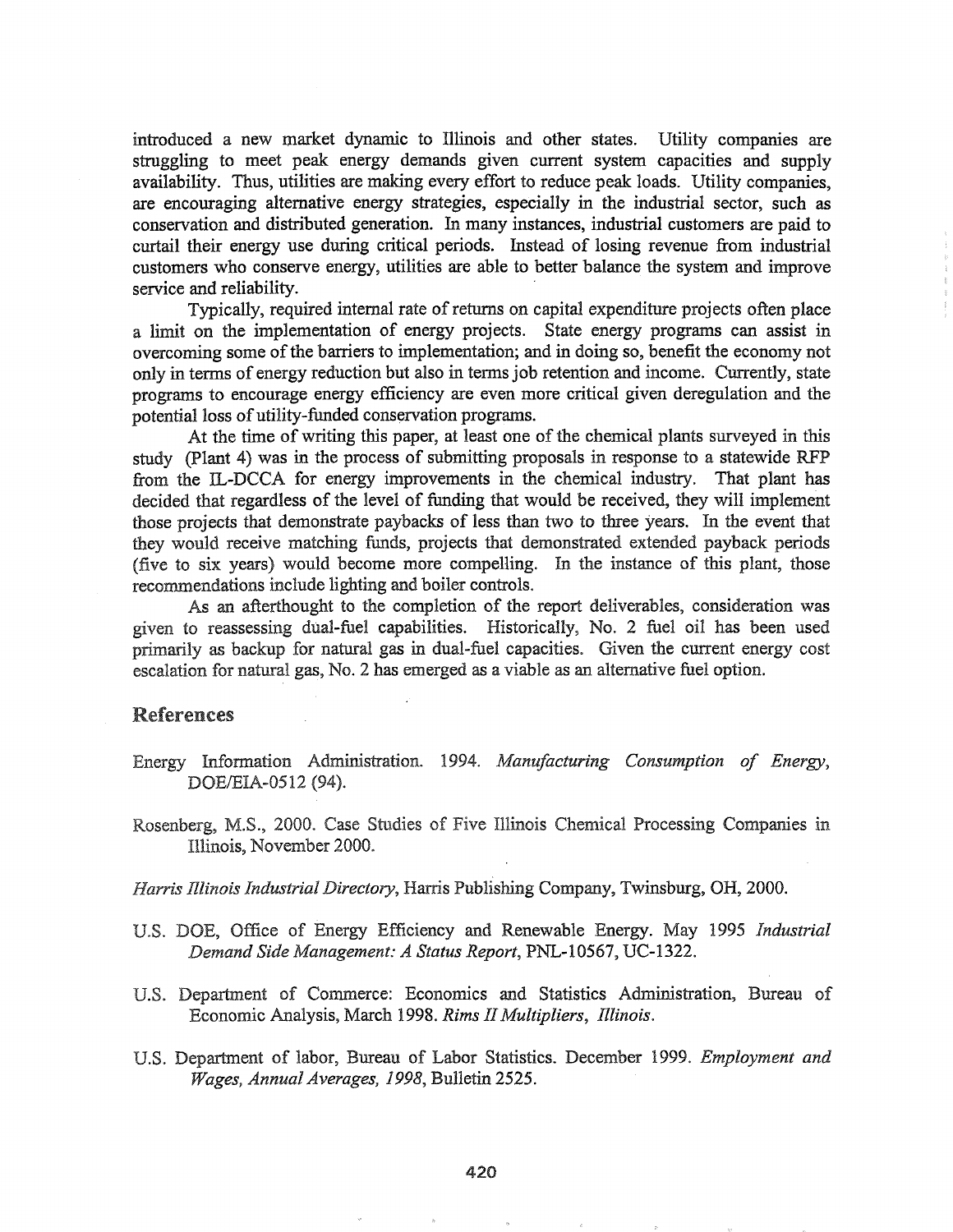introduced a new market dynamic to Illinois and other states. Utility companies are struggling to meet peak energy demands given current system capacities and supply availability. Thus, utilities are making every effort to reduce peak loads. Utility companies, are encouraging alternative energy strategies, especially in the industrial sector, such as conservation and distributed generation. In many instances, industrial customers are paid to curtail their energy use during critical periods. Instead of losing revenue from industrial customers who conserve energy, utilities are able to better balance the system and improve service and reliability.

Typically, required internal rate of returns on capital expenditure projects often place a limit on the implementation of energy projects. State energy programs can assist in overcoming some of the barriers to implementation; and in doing so, benefit the economy not only in terms of energy reduction but also in terms job retention and income. Currently, state programs to encourage energy efficiency are even more critical given deregulation and the potential loss of utility-funded conservation programs.

At the time of writing this paper, at least one of the chemical plants surveyed in this study (Plant 4) was in the process of submitting proposals in response to a statewide RFP from the IL-DCCA for energy improvements in the chemical industry. That plant has decided that regardless of the level of funding that would be received, they will implement those projects that demonstrate paybacks of less than two to three years. In the event that they would receive matching funds, projects that demonstrated extended payback periods (five to six years) would become more compelling. In the instance of this plant, those recommendations include lighting and boiler controls.

As an afterthought to the completion of the report deliverables, consideration was given to reassessing dual-fuel capabilities. Historically, No. 2 fuel oil has been used primarily as backup for natural gas in dual-fuel capacities. Given the current energy cost escalation for natural gas, No. 2 has emerged as a viable as an alternative fuel option.

## References

Energy Information Administration. 1994. *Manufacturing Consumption of Energy*, DOE/EIA-0512 (94).

Rosenberg, M.S., 2000. Case Studies of Five Illinois Chemical Processing Companies in Illinois, November 2000.

*Harris Illinois Industrial Directory*, Harris Publishing Company, Twinsburg, OH, 2000.

U.S. DOE, Office of Energy Efficiency and Renewable Energy. May 1995 *Industrial Demand Side Management: A Status Report*, PNL-10567, UC-1322.

U.S. Department of Commerce: Economics and Statistics Administration, Bureau of Economic Analysis, March 1998. *Rims II Multipliers, Illinois*.

U.S. Department of labor, Bureau of Labor Statistics. December 1999. *Employment and Wages, Annual Averages, 1998*, Bulletin 2525.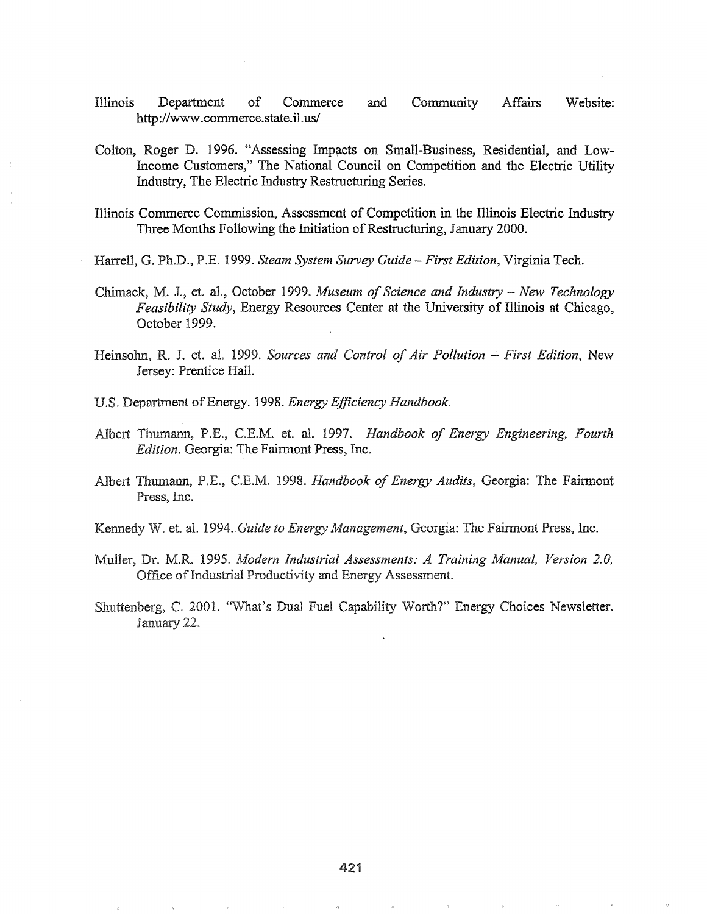Illinois Department of Commerce and Community Affairs Website: http://www.commerce.state.il.us/

Colton, Roger D. 1996. "Assessing Impacts on Small-Business, Residential, and Low-Income Customers," The National Council on Competition and the Electric Utility Industry, The Electric Industry Restructuring Series.

Illinois Commerce Commission, Assessment of Competition in the Illinois Electric Industry Three Months Following the Initiation of Restructuring, January 2000.

Harrell, G. Ph.D., P.E. 1999. *Steam System Survey Guide – First Edition*, Virginia Tech.

Chimack, M. J., et. al., October 1999. *Museum of Science and Industry – New Technology Feasibility Study*, Energy Resources Center at the University of Illinois at Chicago, October 1999.

Heinsohn, R. J. et. al. 1999. *Sources and Control of Air Pollution – First Edition*, New Jersey: Prentice Hall.

U.S. Department of Energy. 1998. *Energy Efficiency Handbook*.

Albert Thumann, P.E., C.E.M. et. al. 1997. *Handbook of Energy Engineering, Fourth Edition*. Georgia: The Fairmont Press, Inc.

Albert Thumann, P.E., C.E.M. 1998. *Handbook of Energy Audits*, Georgia: The Fairmont Press, Inc.

Kennedy W. et. al. 1994. *Guide to Energy Management*, Georgia: The Fairmont Press, Inc.

Muller, Dr. M.R. 1995. *Modern Industrial Assessments: A Training Manual, Version 2.0*, Office of Industrial Productivity and Energy Assessment.

Shuttenberg, C. 2001. "What's Dual Fuel Capability Worth?" Energy Choices Newsletter. January 22.